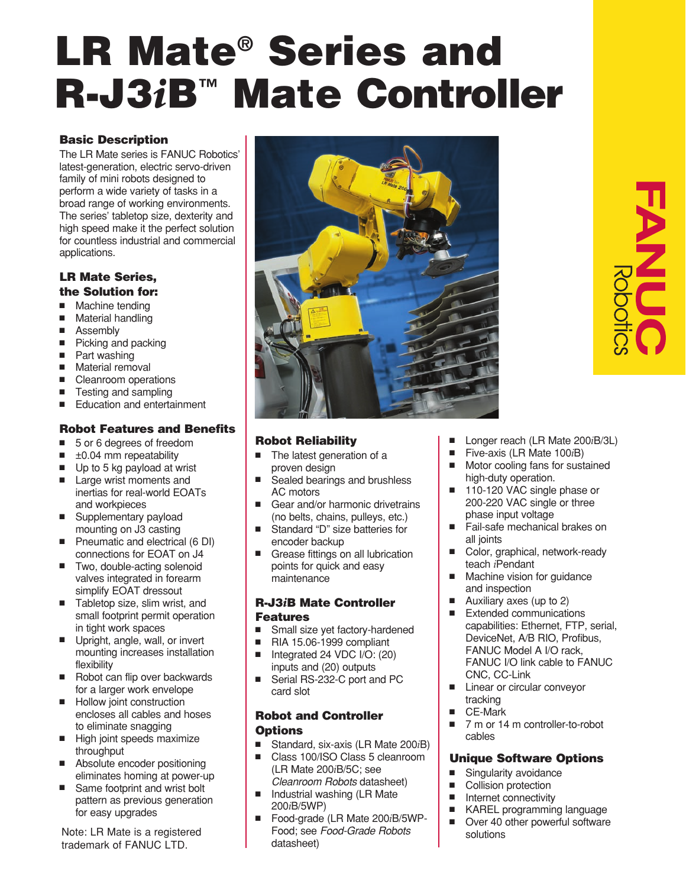# LR Mate® Series and R-J3*i*B™ Mate Controller

## Basic Description

The LR Mate series is FANUC Robotics' latest-generation, electric servo-driven family of mini robots designed to perform a wide variety of tasks in a broad range of working environments. The series' tabletop size, dexterity and high speed make it the perfect solution for countless industrial and commercial applications.

## LR Mate Series, the Solution for:

- Machine tending
- Material handling
- Assembly
- Picking and packing
- Part washing
- Material removal
- Cleanroom operations
- Testing and sampling
- Education and entertainment

## Robot Features and Benefits

- 5 or 6 degrees of freedom
- ±0.04 mm repeatability
- Up to 5 kg payload at wrist
- Large wrist moments and inertias for real-world EOATs and workpieces
- Supplementary payload mounting on J3 casting
- Pneumatic and electrical (6 DI) connections for EOAT on J4
- Two, double-acting solenoid valves integrated in forearm simplify EOAT dressout
- Tabletop size, slim wrist, and small footprint permit operation in tight work spaces
- Upright, angle, wall, or invert mounting increases installation flexibility
- Robot can flip over backwards for a larger work envelope
- Hollow joint construction encloses all cables and hoses to eliminate snagging
- High joint speeds maximize throughput
- Absolute encoder positioning eliminates homing at power-up
- Same footprint and wrist bolt pattern as previous generation for easy upgrades

Note: LR Mate is a registered trademark of FANUC LTD.

## Robot Reliability

- The latest generation of a proven design
- Sealed bearings and brushless AC motors
- Gear and/or harmonic drivetrains (no belts, chains, pulleys, etc.)
- Standard "D" size batteries for encoder backup
- Grease fittings on all lubrication points for quick and easy maintenance

## R-J3*i*B Mate Controller Features

- Small size yet factory-hardened
- RIA 15.06-1999 compliant
- Integrated 24 VDC I/O: (20) inputs and (20) outputs
- Serial RS-232-C port and PC card slot

## Robot and Controller Options

- Standard, six-axis (LR Mate 200*i*B)
- Class 100/ISO Class 5 cleanroom (LR Mate 200*i*B/5C; see *Cleanroom Robots* datasheet)
- Industrial washing (LR Mate 200*i*B/5WP)
- Food-grade (LR Mate 200*i*B/5WP-Food; see *Food-Grade Robots* datasheet)
- Longer reach (LR Mate 200*i*B/3L)
- Five-axis (LR Mate 100*i*B)
- Motor cooling fans for sustained high-duty operation.
- 110-120 VAC single phase or 200-220 VAC single or three phase input voltage
- Fail-safe mechanical brakes on all joints
- Color, graphical, network-ready teach *i*Pendant
- Machine vision for guidance and inspection
- Auxiliary axes (up to 2)
- Extended communications capabilities: Ethernet, FTP, serial, DeviceNet, A/B RIO, Profibus, FANUC Model A I/O rack, FANUC I/O link cable to FANUC CNC, CC-Link
- Linear or circular conveyor tracking
- CE-Mark
- 7 m or 14 m controller-to-robot cables

## Unique Software Options

- Singularity avoidance
- Collision protection
- Internet connectivity
- KAREL programming language
- Over 40 other powerful software solutions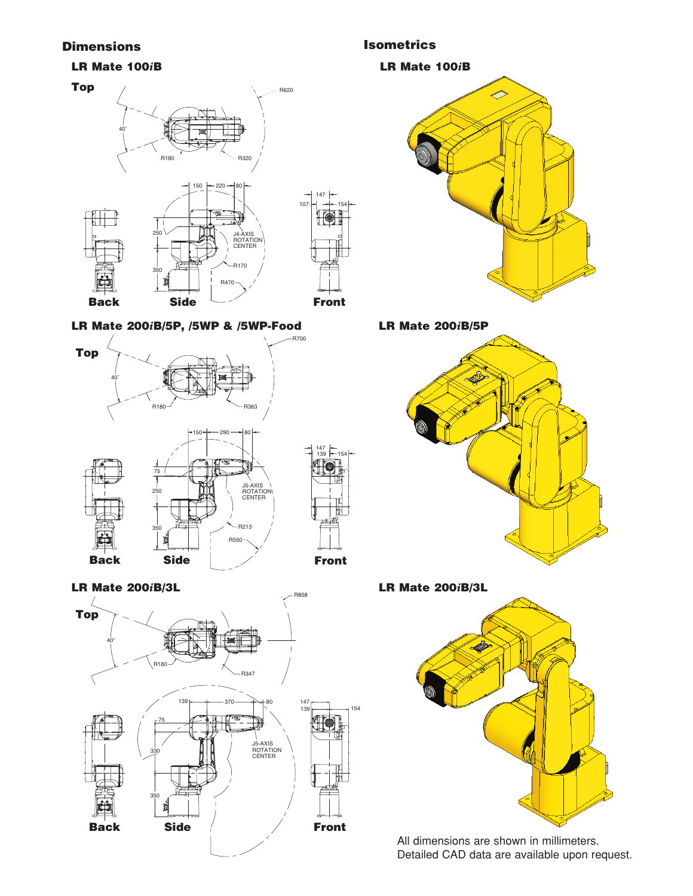## Dimensions

### LR Mate 100*i*B

**Top**

40°
R620
R180
R320

150 220 80
250
350
J4-AXIS ROTATION CENTER
R170
R470

147
107
154

**Back** **Side** **Front**

### LR Mate 200*i*B/5P, /5WP & /5WP-Food

**Top**

R700
40°
R180
R363

150 290 80
75
250
350
J5-AXIS ROTATION CENTER
R213
R550

147
139
154

**Back** **Side** **Front**

### LR Mate 200*i*B/3L

**Top**

R858
40°
R180
R347

139 370 80
75
330
350
J5-AXIS ROTATION CENTER

147
139
154

**Back** **Side** **Front**

## Isometrics

### LR Mate 100*i*B

### LR Mate 200*i*B/5P

### LR Mate 200*i*B/3L

All dimensions are shown in millimeters.
Detailed CAD data are available upon request.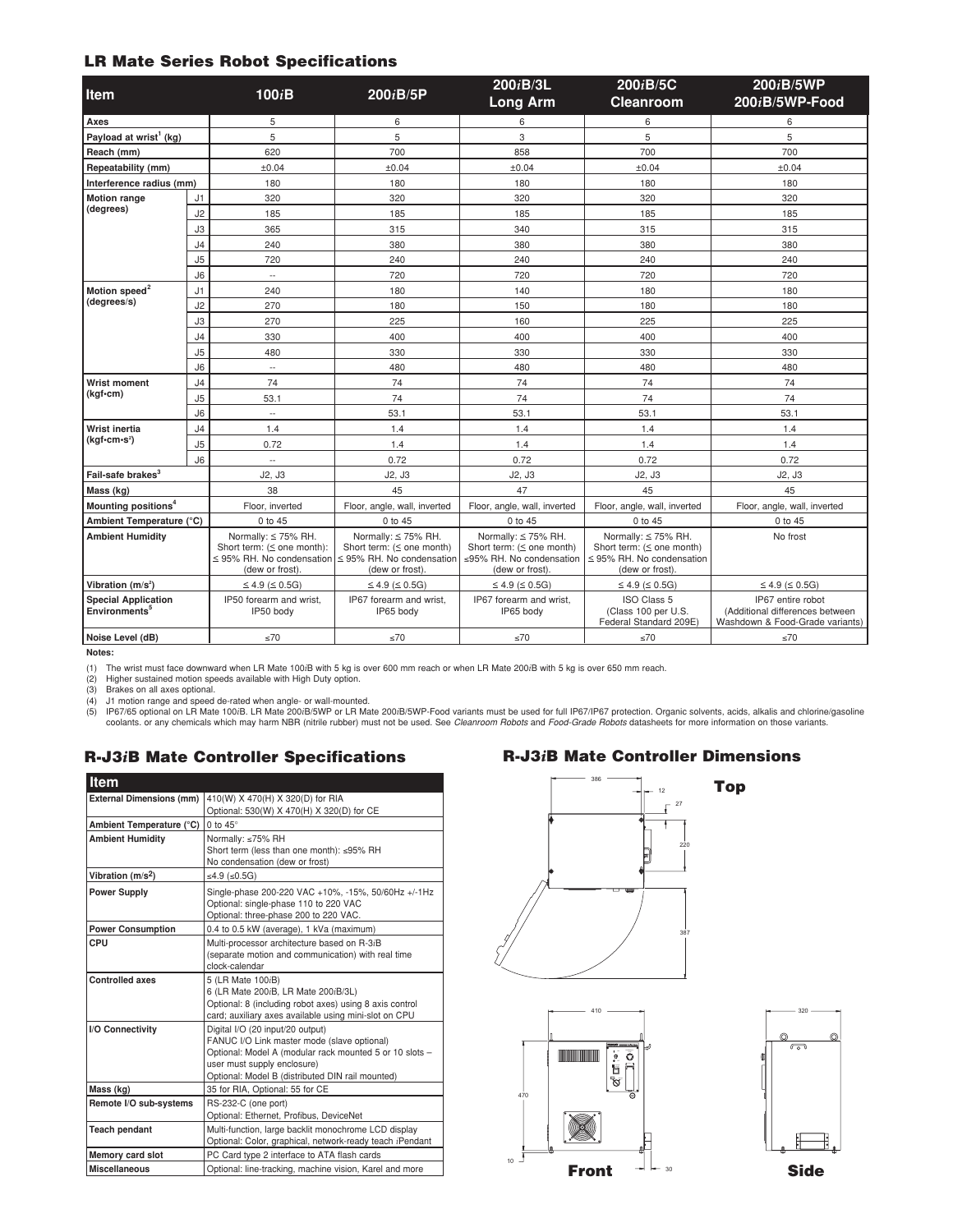## LR Mate Series Robot Specifications

| Item | | 100*i*B | 200*i*B/5P | 200*i*B/3L Long Arm | 200*i*B/5C Cleanroom | 200*i*B/5WP 200*i*B/5WP-Food |
|---|---|---|---|---|---|---|
| Axes | | 5 | 6 | 6 | 6 | 6 |
| Payload at wrist[1] (kg) | | 5 | 5 | 3 | 5 | 5 |
| Reach (mm) | | 620 | 700 | 858 | 700 | 700 |
| Repeatability (mm) | | ±0.04 | ±0.04 | ±0.04 | ±0.04 | ±0.04 |
| Interference radius (mm) | | 180 | 180 | 180 | 180 | 180 |
| Motion range (degrees) | J1 | 320 | 320 | 320 | 320 | 320 |
| | J2 | 185 | 185 | 185 | 185 | 185 |
| | J3 | 365 | 315 | 340 | 315 | 315 |
| | J4 | 240 | 380 | 380 | 380 | 380 |
| | J5 | 720 | 240 | 240 | 240 | 240 |
| | J6 | -- | 720 | 720 | 720 | 720 |
| Motion speed[2] (degrees/s) | J1 | 240 | 180 | 140 | 180 | 180 |
| | J2 | 270 | 180 | 150 | 180 | 180 |
| | J3 | 270 | 225 | 160 | 225 | 225 |
| | J4 | 330 | 400 | 400 | 400 | 400 |
| | J5 | 480 | 330 | 330 | 330 | 330 |
| | J6 | -- | 480 | 480 | 480 | 480 |
| Wrist moment (kgf•cm) | J4 | 74 | 74 | 74 | 74 | 74 |
| | J5 | 53.1 | 74 | 74 | 74 | 74 |
| | J6 | -- | 53.1 | 53.1 | 53.1 | 53.1 |
| Wrist inertia (kgf•cm•s²) | J4 | 1.4 | 1.4 | 1.4 | 1.4 | 1.4 |
| | J5 | 0.72 | 1.4 | 1.4 | 1.4 | 1.4 |
| | J6 | -- | 0.72 | 0.72 | 0.72 | 0.72 |
| Fail-safe brakes[3] | | J2, J3 | J2, J3 | J2, J3 | J2, J3 | J2, J3 |
| Mass (kg) | | 38 | 45 | 47 | 45 | 45 |
| Mounting positions[4] | | Floor, inverted | Floor, angle, wall, inverted | Floor, angle, wall, inverted | Floor, angle, wall, inverted | Floor, angle, wall, inverted |
| Ambient Temperature (°C) | | 0 to 45 | 0 to 45 | 0 to 45 | 0 to 45 | 0 to 45 |
| Ambient Humidity | | Normally: ≤ 75% RH. Short term: (≤ one month): ≤ 95% RH. No condensation (dew or frost). | Normally: ≤ 75% RH. Short term: (≤ one month) ≤ 95% RH. No condensation (dew or frost). | Normally: ≤ 75% RH. Short term: (≤ one month) ≤95% RH. No condensation (dew or frost). | Normally: ≤ 75% RH. Short term: (≤ one month) ≤ 95% RH. No condensation (dew or frost). | No frost |
| Vibration (m/s²) | | ≤ 4.9 (≤ 0.5G) | ≤ 4.9 (≤ 0.5G) | ≤ 4.9 (≤ 0.5G) | ≤ 4.9 (≤ 0.5G) | ≤ 4.9 (≤ 0.5G) |
| Special Application Environments[5] | | IP50 forearm and wrist, IP50 body | IP67 forearm and wrist, IP65 body | IP67 forearm and wrist, IP65 body | ISO Class 5 (Class 100 per U.S. Federal Standard 209E) | IP67 entire robot (Additional differences between Washdown & Food-Grade variants) |
| Noise Level (dB) | | ≤70 | ≤70 | ≤70 | ≤70 | ≤70 |

**Notes:**

(1) The wrist must face downward when LR Mate 100*i*B with 5 kg is over 600 mm reach or when LR Mate 200*i*B with 5 kg is over 650 mm reach.
(2) Higher sustained motion speeds available with High Duty option.
(3) Brakes on all axes optional.
(4) J1 motion range and speed de-rated when angle- or wall-mounted.
(5) IP67/65 optional on LR Mate 100*i*B. LR Mate 200*i*B/5WP or LR Mate 200*i*B/5WP-Food variants must be used for full IP67/IP67 protection. Organic solvents, acids, alkalis and chlorine/gasoline coolants. or any chemicals which may harm NBR (nitrile rubber) must not be used. See *Cleanroom Robots* and *Food-Grade Robots* datasheets for more information on those variants.

## R-J3*i*B Mate Controller Specifications

| Item | |
|---|---|
| External Dimensions (mm) | 410(W) X 470(H) X 320(D) for RIA<br>Optional: 530(W) X 470(H) X 320(D) for CE |
| Ambient Temperature (°C) | 0 to 45° |
| Ambient Humidity | Normally: ≤75% RH<br>Short term (less than one month): ≤95% RH<br>No condensation (dew or frost) |
| Vibration (m/s²) | ≤4.9 (≤0.5G) |
| Power Supply | Single-phase 200-220 VAC +10%, -15%, 50/60Hz +/-1Hz<br>Optional: single-phase 110 to 220 VAC<br>Optional: three-phase 200 to 220 VAC. |
| Power Consumption | 0.4 to 0.5 kW (average), 1 kVa (maximum) |
| CPU | Multi-processor architecture based on R-3*i*B (separate motion and communication) with real time clock-calendar |
| Controlled axes | 5 (LR Mate 100*i*B)<br>6 (LR Mate 200*i*B, LR Mate 200*i*B/3L)<br>Optional: 8 (including robot axes) using 8 axis control card; auxiliary axes available using mini-slot on CPU |
| I/O Connectivity | Digital I/O (20 input/20 output)<br>FANUC I/O Link master mode (slave optional)<br>Optional: Model A (modular rack mounted 5 or 10 slots – user must supply enclosure)<br>Optional: Model B (distributed DIN rail mounted) |
| Mass (kg) | 35 for RIA, Optional: 55 for CE |
| Remote I/O sub-systems | RS-232-C (one port)<br>Optional: Ethernet, Profibus, DeviceNet |
| Teach pendant | Multi-function, large backlit monochrome LCD display<br>Optional: Color, graphical, network-ready teach *i*Pendant |
| Memory card slot | PC Card type 2 interface to ATA flash cards |
| Miscellaneous | Optional: line-tracking, machine vision, Karel and more |

## R-J3*i*B Mate Controller Dimensions

Top

Front

Side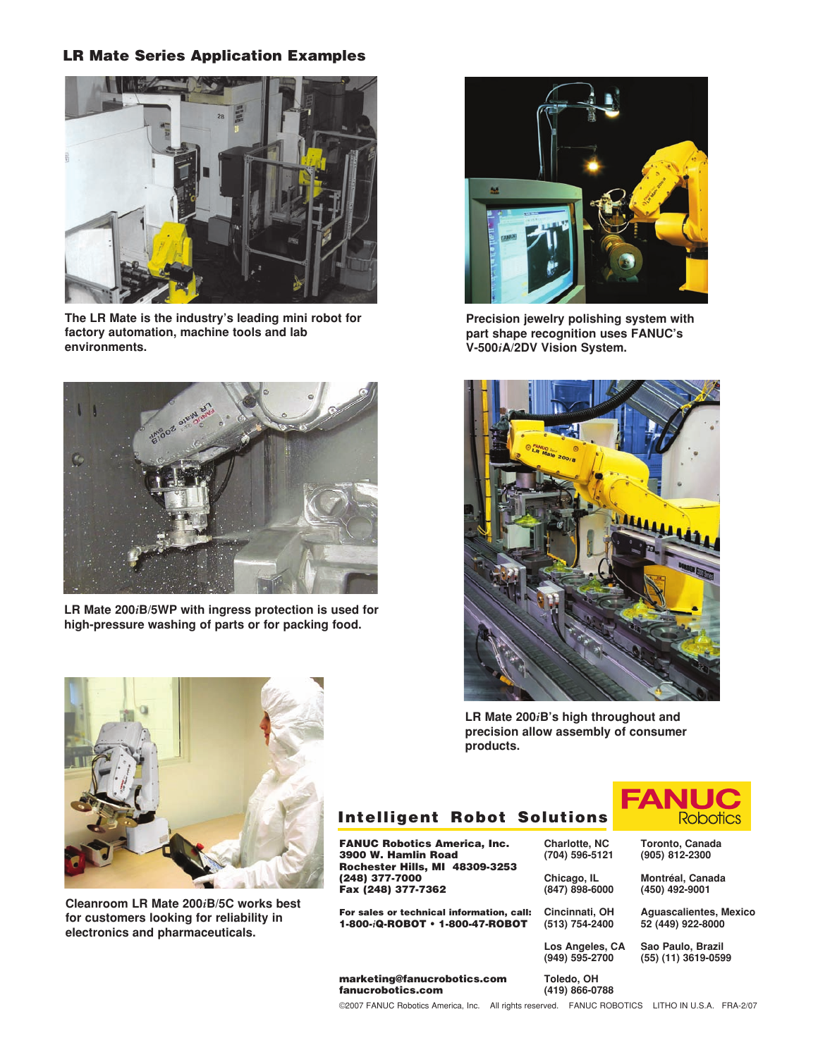## LR Mate Series Application Examples

The LR Mate is the industry's leading mini robot for factory automation, machine tools and lab environments.

Precision jewelry polishing system with part shape recognition uses FANUC's V-500*i*A/2DV Vision System.

LR Mate 200*i*B/5WP with ingress protection is used for high-pressure washing of parts or for packing food.

LR Mate 200*i*B's high throughput and precision allow assembly of consumer products.

Cleanroom LR Mate 200*i*B/5C works best for customers looking for reliability in electronics and pharmaceuticals.

**Intelligent Robot Solutions**

FANUC Robotics

**FANUC Robotics America, Inc.**
**3900 W. Hamlin Road**
**Rochester Hills, MI 48309-3253**
**(248) 377-7000**
**Fax (248) 377-7362**

**For sales or technical information, call:**
**1-800-*i*Q-ROBOT • 1-800-47-ROBOT**

**marketing@fanucrobotics.com**
**fanucrobotics.com**

Charlotte, NC
(704) 596-5121

Chicago, IL
(847) 898-6000

Cincinnati, OH
(513) 754-2400

Los Angeles, CA
(949) 595-2700

Toledo, OH
(419) 866-0788

Toronto, Canada
(905) 812-2300

Montréal, Canada
(450) 492-9001

Aguascalientes, Mexico
52 (449) 922-8000

Sao Paulo, Brazil
(55) (11) 3619-0599

©2007 FANUC Robotics America, Inc. All rights reserved. FANUC ROBOTICS LITHO IN U.S.A. FRA-2/07